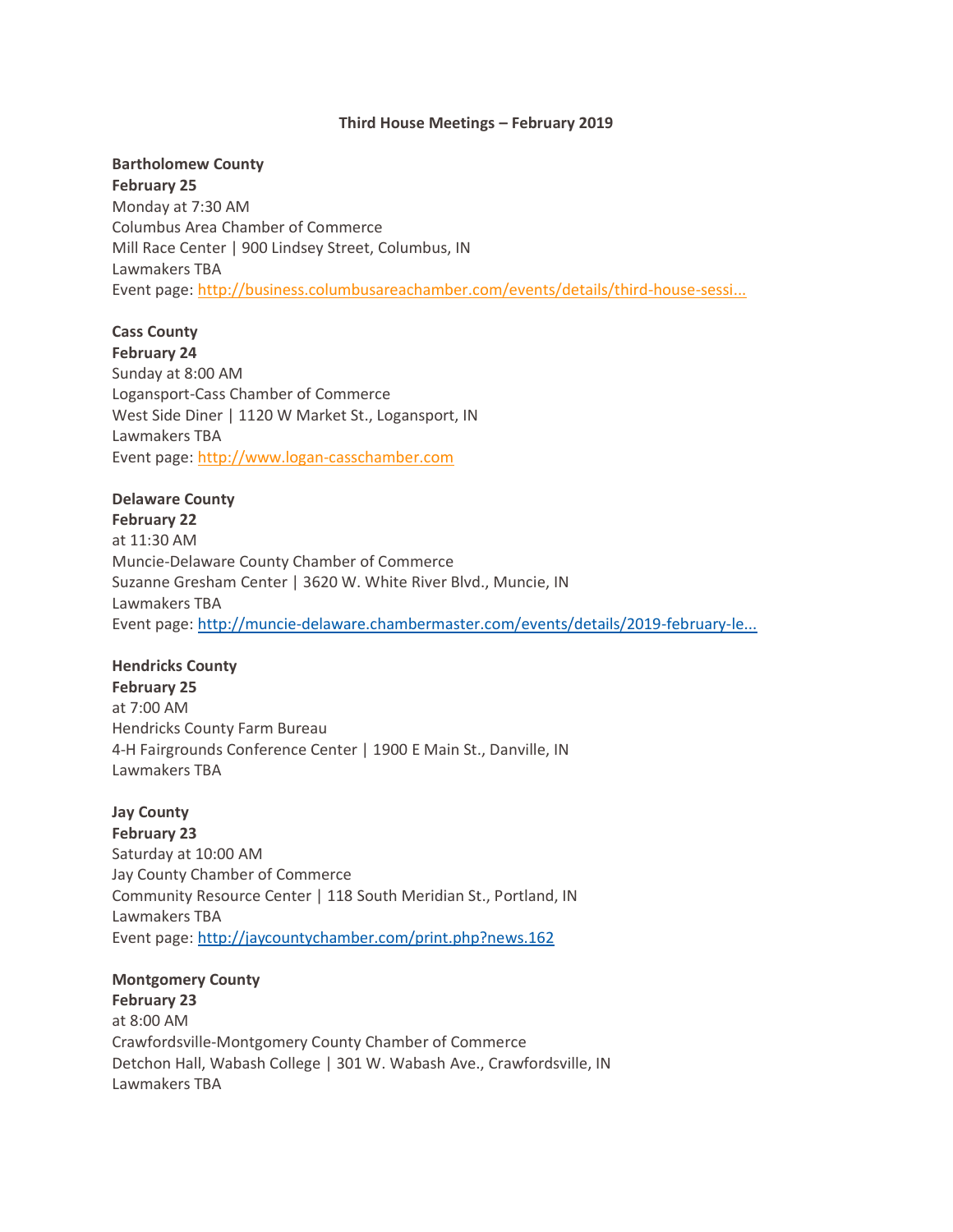# Third House Meetings – February 2019

**Bartholomew County**
**February 25**
Monday at 7:30 AM
Columbus Area Chamber of Commerce
Mill Race Center | 900 Lindsey Street, Columbus, IN
Lawmakers TBA
Event page: http://business.columbusareachamber.com/events/details/third-house-sessi...

**Cass County**
**February 24**
Sunday at 8:00 AM
Logansport-Cass Chamber of Commerce
West Side Diner | 1120 W Market St., Logansport, IN
Lawmakers TBA
Event page: http://www.logan-casschamber.com

**Delaware County**
**February 22**
at 11:30 AM
Muncie-Delaware County Chamber of Commerce
Suzanne Gresham Center | 3620 W. White River Blvd., Muncie, IN
Lawmakers TBA
Event page: http://muncie-delaware.chambermaster.com/events/details/2019-february-le...

**Hendricks County**
**February 25**
at 7:00 AM
Hendricks County Farm Bureau
4-H Fairgrounds Conference Center | 1900 E Main St., Danville, IN
Lawmakers TBA

**Jay County**
**February 23**
Saturday at 10:00 AM
Jay County Chamber of Commerce
Community Resource Center | 118 South Meridian St., Portland, IN
Lawmakers TBA
Event page: http://jaycountychamber.com/print.php?news.162

**Montgomery County**
**February 23**
at 8:00 AM
Crawfordsville-Montgomery County Chamber of Commerce
Detchon Hall, Wabash College | 301 W. Wabash Ave., Crawfordsville, IN
Lawmakers TBA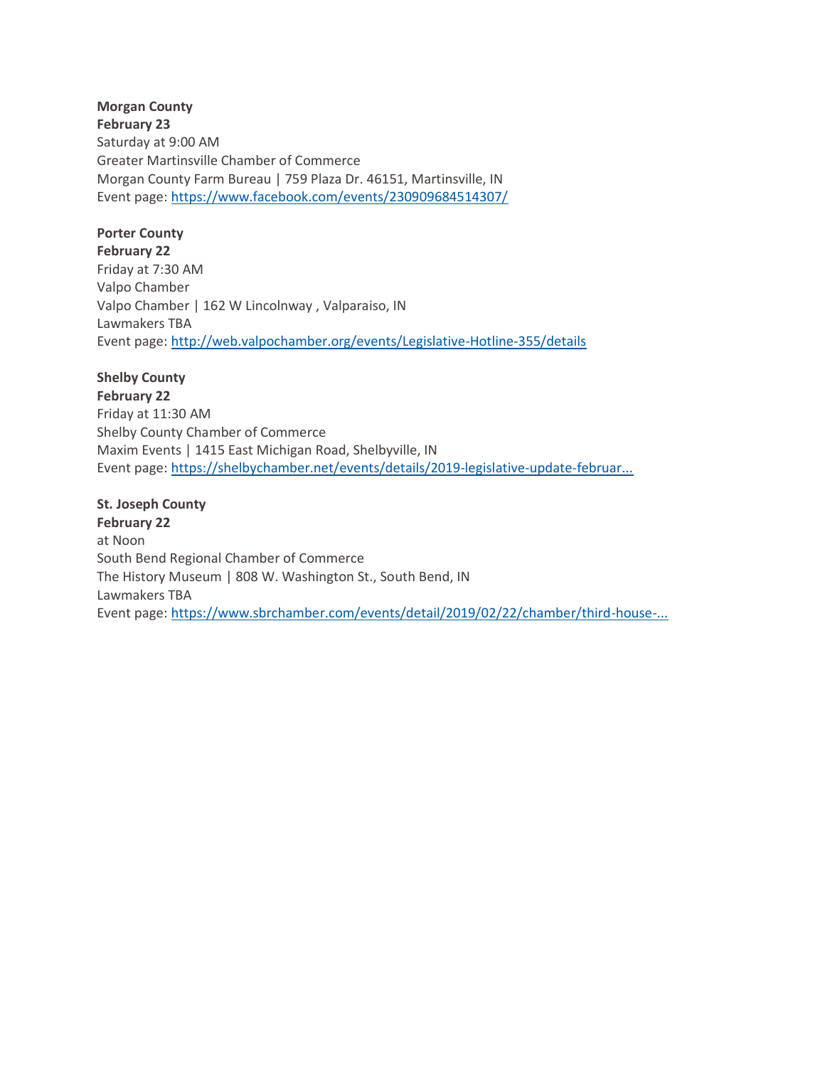**Morgan County**
**February 23**
Saturday at 9:00 AM
Greater Martinsville Chamber of Commerce
Morgan County Farm Bureau | 759 Plaza Dr. 46151, Martinsville, IN
Event page: https://www.facebook.com/events/230909684514307/

**Porter County**
**February 22**
Friday at 7:30 AM
Valpo Chamber
Valpo Chamber | 162 W Lincolnway , Valparaiso, IN
Lawmakers TBA
Event page: http://web.valpochamber.org/events/Legislative-Hotline-355/details

**Shelby County**
**February 22**
Friday at 11:30 AM
Shelby County Chamber of Commerce
Maxim Events | 1415 East Michigan Road, Shelbyville, IN
Event page: https://shelbychamber.net/events/details/2019-legislative-update-februar...

**St. Joseph County**
**February 22**
at Noon
South Bend Regional Chamber of Commerce
The History Museum | 808 W. Washington St., South Bend, IN
Lawmakers TBA
Event page: https://www.sbrchamber.com/events/detail/2019/02/22/chamber/third-house-...